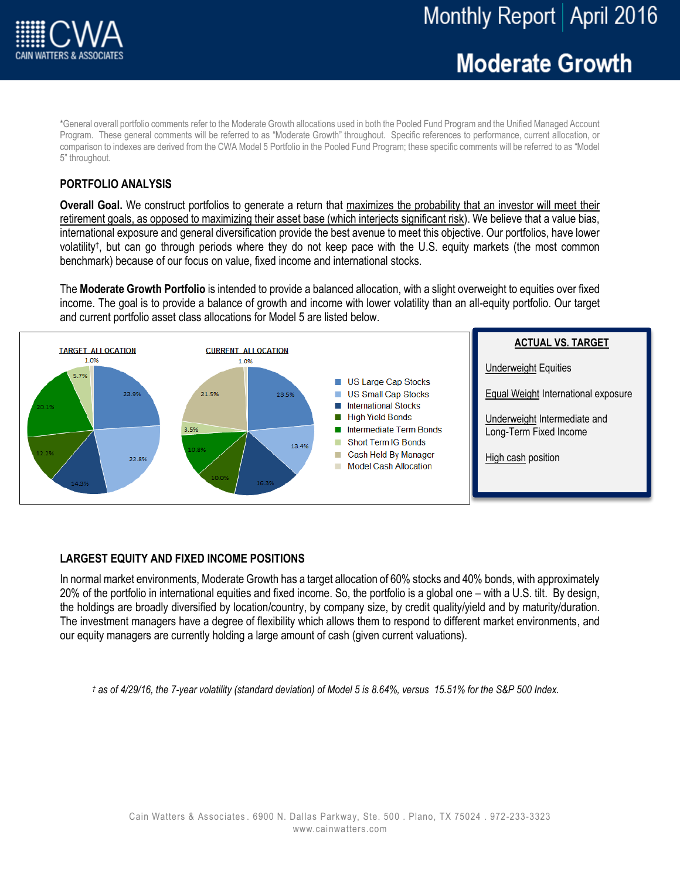# Monthly Report | April 2016

## Moderate Growth

*General overall portfolio comments refer to the Moderate Growth allocations used in both the Pooled Fund Program and the Unified Managed Account Program. These general comments will be referred to as "Moderate Growth" throughout. Specific references to performance, current allocation, or comparison to indexes are derived from the CWA Model 5 Portfolio in the Pooled Fund Program; these specific comments will be referred to as "Model 5" throughout.

## PORTFOLIO ANALYSIS

**Overall Goal.** We construct portfolios to generate a return that maximizes the probability that an investor will meet their retirement goals, as opposed to maximizing their asset base (which interjects significant risk). We believe that a value bias, international exposure and general diversification provide the best avenue to meet this objective. Our portfolios, have lower volatility†, but can go through periods where they do not keep pace with the U.S. equity markets (the most common benchmark) because of our focus on value, fixed income and international stocks.

The **Moderate Growth Portfolio** is intended to provide a balanced allocation, with a slight overweight to equities over fixed income. The goal is to provide a balance of growth and income with lower volatility than an all-equity portfolio. Our target and current portfolio asset class allocations for Model 5 are listed below.

| Asset Class | Target Allocation | Current Allocation |
|---|---|---|
| US Large Cap Stocks | 23.9% | 23.5% |
| US Small Cap Stocks | 22.8% | 13.4% |
| International Stocks | 14.3% | 16.3% |
| High Yield Bonds | 12.2% | 10.0% |
| Intermediate Term Bonds | 20.1% | 10.8% |
| Short Term IG Bonds | 5.7% | 3.5% |
| Cash Held By Manager | | 21.5% |
| Model Cash Allocation | 1.0% | 1.0% |

**ACTUAL VS. TARGET**

Underweight Equities

Equal Weight International exposure

Underweight Intermediate and Long-Term Fixed Income

High cash position

## LARGEST EQUITY AND FIXED INCOME POSITIONS

In normal market environments, Moderate Growth has a target allocation of 60% stocks and 40% bonds, with approximately 20% of the portfolio in international equities and fixed income. So, the portfolio is a global one – with a U.S. tilt. By design, the holdings are broadly diversified by location/country, by company size, by credit quality/yield and by maturity/duration. The investment managers have a degree of flexibility which allows them to respond to different market environments, and our equity managers are currently holding a large amount of cash (given current valuations).

*† as of 4/29/16, the 7-year volatility (standard deviation) of Model 5 is 8.64%, versus 15.51% for the S&P 500 Index.*

Cain Watters & Associates . 6900 N. Dallas Parkway, Ste. 500 . Plano, TX 75024 . 972-233-3323
www.cainwatters.com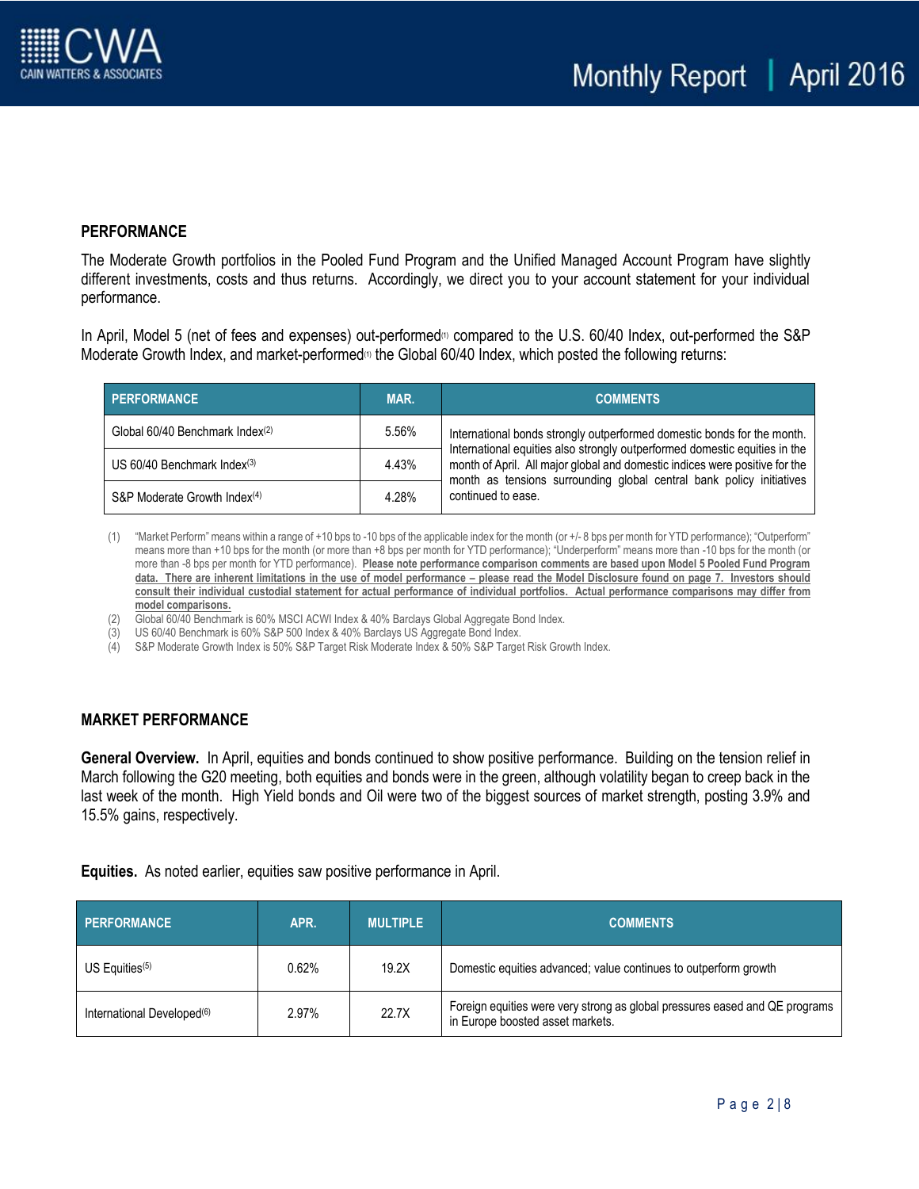## PERFORMANCE

The Moderate Growth portfolios in the Pooled Fund Program and the Unified Managed Account Program have slightly different investments, costs and thus returns. Accordingly, we direct you to your account statement for your individual performance.

In April, Model 5 (net of fees and expenses) out-performed[1] compared to the U.S. 60/40 Index, out-performed the S&P Moderate Growth Index, and market-performed[1] the Global 60/40 Index, which posted the following returns:

| PERFORMANCE | MAR. | COMMENTS |
|---|---|---|
| Global 60/40 Benchmark Index[2] | 5.56% | International bonds strongly outperformed domestic bonds for the month. International equities also strongly outperformed domestic equities in the month of April. All major global and domestic indices were positive for the month as tensions surrounding global central bank policy initiatives continued to ease. |
| US 60/40 Benchmark Index[3] | 4.43% | |
| S&P Moderate Growth Index[4] | 4.28% | |

(1) "Market Perform" means within a range of +10 bps to -10 bps of the applicable index for the month (or +/- 8 bps per month for YTD performance); "Outperform" means more than +10 bps for the month (or more than +8 bps per month for YTD performance); "Underperform" means more than -10 bps for the month (or more than -8 bps per month for YTD performance). **Please note performance comparison comments are based upon Model 5 Pooled Fund Program data. There are inherent limitations in the use of model performance – please read the Model Disclosure found on page 7. Investors should consult their individual custodial statement for actual performance of individual portfolios. Actual performance comparisons may differ from model comparisons.**

(2) Global 60/40 Benchmark is 60% MSCI ACWI Index & 40% Barclays Global Aggregate Bond Index.

(3) US 60/40 Benchmark is 60% S&P 500 Index & 40% Barclays US Aggregate Bond Index.

(4) S&P Moderate Growth Index is 50% S&P Target Risk Moderate Index & 50% S&P Target Risk Growth Index.

## MARKET PERFORMANCE

**General Overview.** In April, equities and bonds continued to show positive performance. Building on the tension relief in March following the G20 meeting, both equities and bonds were in the green, although volatility began to creep back in the last week of the month. High Yield bonds and Oil were two of the biggest sources of market strength, posting 3.9% and 15.5% gains, respectively.

**Equities.** As noted earlier, equities saw positive performance in April.

| PERFORMANCE | APR. | MULTIPLE | COMMENTS |
|---|---|---|---|
| US Equities[5] | 0.62% | 19.2X | Domestic equities advanced; value continues to outperform growth |
| International Developed[6] | 2.97% | 22.7X | Foreign equities were very strong as global pressures eased and QE programs in Europe boosted asset markets. |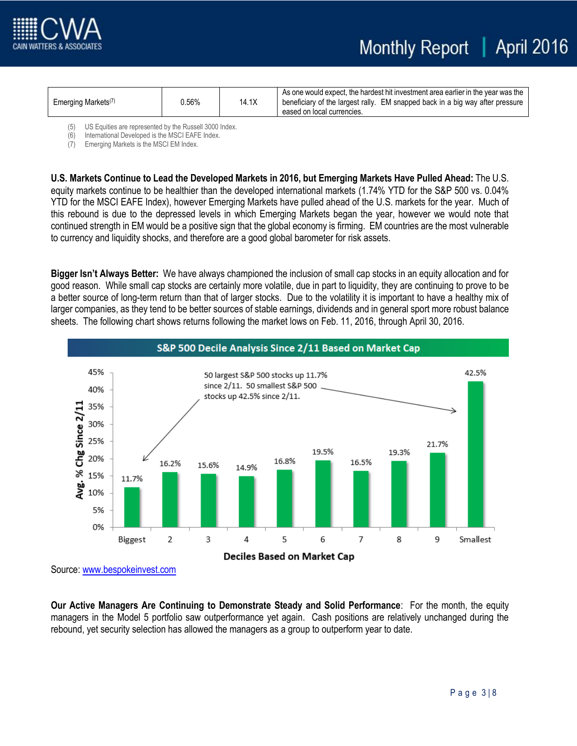| Emerging Markets[7] | 0.56% | 14.1X | As one would expect, the hardest hit investment area earlier in the year was the beneficiary of the largest rally. EM snapped back in a big way after pressure eased on local currencies. |
|---|---|---|---|

(5) US Equities are represented by the Russell 3000 Index.
(6) International Developed is the MSCI EAFE Index.
(7) Emerging Markets is the MSCI EM Index.

**U.S. Markets Continue to Lead the Developed Markets in 2016, but Emerging Markets Have Pulled Ahead:** The U.S. equity markets continue to be healthier than the developed international markets (1.74% YTD for the S&P 500 vs. 0.04% YTD for the MSCI EAFE Index), however Emerging Markets have pulled ahead of the U.S. markets for the year. Much of this rebound is due to the depressed levels in which Emerging Markets began the year, however we would note that continued strength in EM would be a positive sign that the global economy is firming. EM countries are the most vulnerable to currency and liquidity shocks, and therefore are a good global barometer for risk assets.

**Bigger Isn't Always Better:** We have always championed the inclusion of small cap stocks in an equity allocation and for good reason. While small cap stocks are certainly more volatile, due in part to liquidity, they are continuing to prove to be a better source of long-term return than that of larger stocks. Due to the volatility it is important to have a healthy mix of larger companies, as they tend to be better sources of stable earnings, dividends and in general sport more robust balance sheets. The following chart shows returns following the market lows on Feb. 11, 2016, through April 30, 2016.

**S&P 500 Decile Analysis Since 2/11 Based on Market Cap**

50 largest S&P 500 stocks up 11.7% since 2/11. 50 smallest S&P 500 stocks up 42.5% since 2/11.

| Deciles Based on Market Cap | Avg. % Chg Since 2/11 |
|---|---|
| Biggest | 11.7% |
| 2 | 16.2% |
| 3 | 15.6% |
| 4 | 14.9% |
| 5 | 16.8% |
| 6 | 19.5% |
| 7 | 16.5% |
| 8 | 19.3% |
| 9 | 21.7% |
| Smallest | 42.5% |

Source: www.bespokeinvest.com

**Our Active Managers Are Continuing to Demonstrate Steady and Solid Performance**: For the month, the equity managers in the Model 5 portfolio saw outperformance yet again. Cash positions are relatively unchanged during the rebound, yet security selection has allowed the managers as a group to outperform year to date.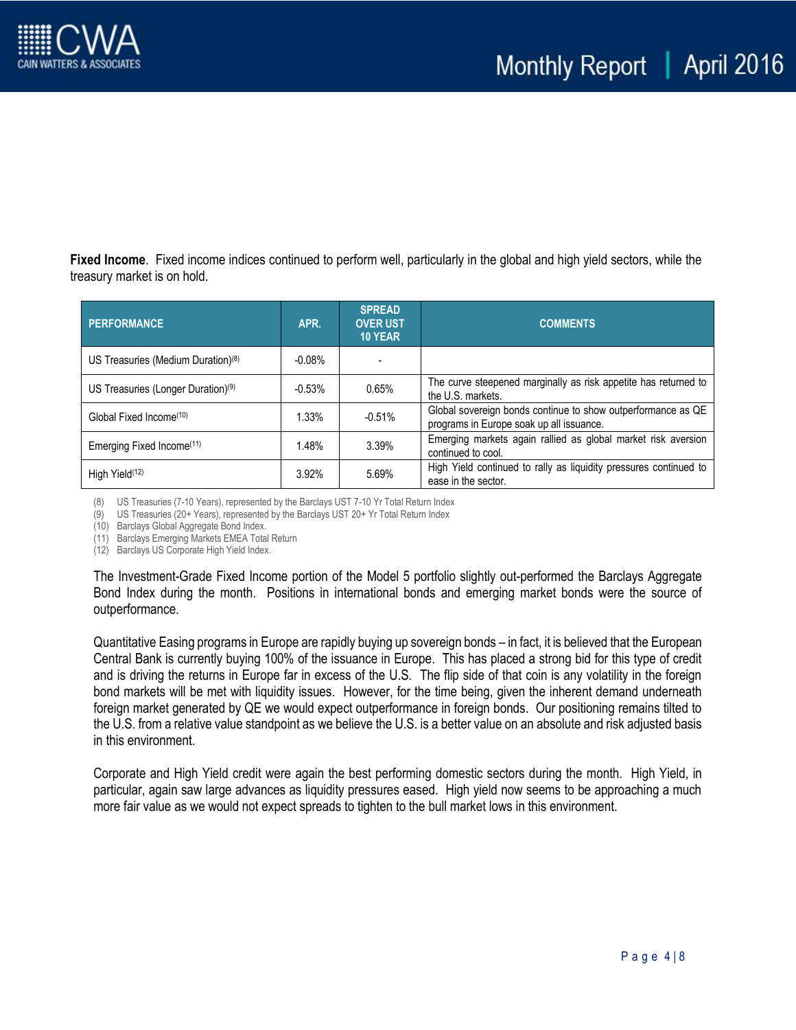**Fixed Income**. Fixed income indices continued to perform well, particularly in the global and high yield sectors, while the treasury market is on hold.

| PERFORMANCE | APR. | SPREAD OVER UST 10 YEAR | COMMENTS |
|---|---|---|---|
| US Treasuries (Medium Duration)[8] | -0.08% | - | |
| US Treasuries (Longer Duration)[9] | -0.53% | 0.65% | The curve steepened marginally as risk appetite has returned to the U.S. markets. |
| Global Fixed Income[10] | 1.33% | -0.51% | Global sovereign bonds continue to show outperformance as QE programs in Europe soak up all issuance. |
| Emerging Fixed Income[11] | 1.48% | 3.39% | Emerging markets again rallied as global market risk aversion continued to cool. |
| High Yield[12] | 3.92% | 5.69% | High Yield continued to rally as liquidity pressures continued to ease in the sector. |

(8) US Treasuries (7-10 Years), represented by the Barclays UST 7-10 Yr Total Return Index
(9) US Treasuries (20+ Years), represented by the Barclays UST 20+ Yr Total Return Index
(10) Barclays Global Aggregate Bond Index.
(11) Barclays Emerging Markets EMEA Total Return
(12) Barclays US Corporate High Yield Index.

The Investment-Grade Fixed Income portion of the Model 5 portfolio slightly out-performed the Barclays Aggregate Bond Index during the month. Positions in international bonds and emerging market bonds were the source of outperformance.

Quantitative Easing programs in Europe are rapidly buying up sovereign bonds – in fact, it is believed that the European Central Bank is currently buying 100% of the issuance in Europe. This has placed a strong bid for this type of credit and is driving the returns in Europe far in excess of the U.S. The flip side of that coin is any volatility in the foreign bond markets will be met with liquidity issues. However, for the time being, given the inherent demand underneath foreign market generated by QE we would expect outperformance in foreign bonds. Our positioning remains tilted to the U.S. from a relative value standpoint as we believe the U.S. is a better value on an absolute and risk adjusted basis in this environment.

Corporate and High Yield credit were again the best performing domestic sectors during the month. High Yield, in particular, again saw large advances as liquidity pressures eased. High yield now seems to be approaching a much more fair value as we would not expect spreads to tighten to the bull market lows in this environment.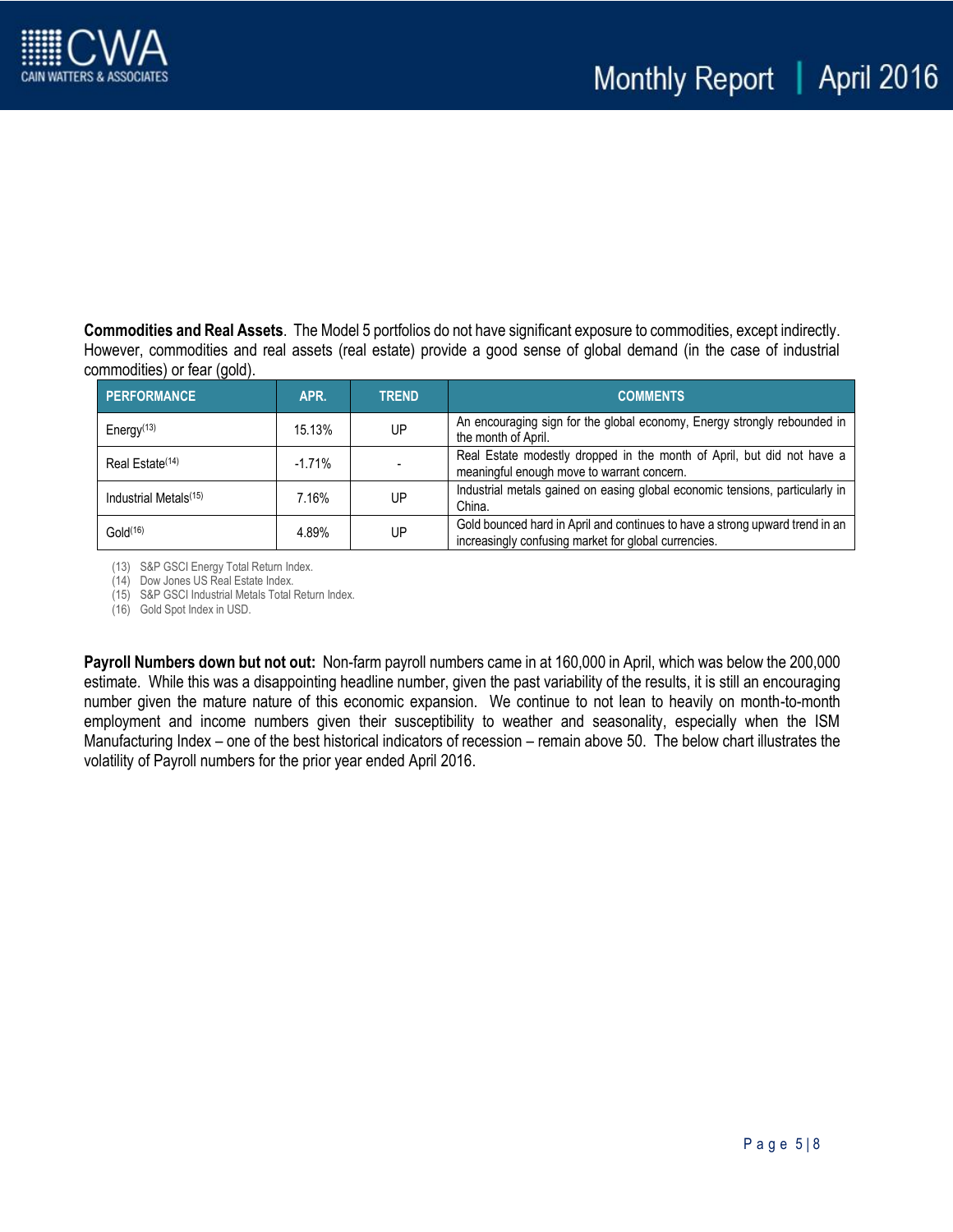**Commodities and Real Assets**. The Model 5 portfolios do not have significant exposure to commodities, except indirectly. However, commodities and real assets (real estate) provide a good sense of global demand (in the case of industrial commodities) or fear (gold).

| PERFORMANCE | APR. | TREND | COMMENTS |
|---|---|---|---|
| Energy[13] | 15.13% | UP | An encouraging sign for the global economy, Energy strongly rebounded in the month of April. |
| Real Estate[14] | -1.71% | - | Real Estate modestly dropped in the month of April, but did not have a meaningful enough move to warrant concern. |
| Industrial Metals[15] | 7.16% | UP | Industrial metals gained on easing global economic tensions, particularly in China. |
| Gold[16] | 4.89% | UP | Gold bounced hard in April and continues to have a strong upward trend in an increasingly confusing market for global currencies. |

(13) S&P GSCI Energy Total Return Index.
(14) Dow Jones US Real Estate Index.
(15) S&P GSCI Industrial Metals Total Return Index.
(16) Gold Spot Index in USD.

**Payroll Numbers down but not out:** Non-farm payroll numbers came in at 160,000 in April, which was below the 200,000 estimate. While this was a disappointing headline number, given the past variability of the results, it is still an encouraging number given the mature nature of this economic expansion. We continue to not lean to heavily on month-to-month employment and income numbers given their susceptibility to weather and seasonality, especially when the ISM Manufacturing Index – one of the best historical indicators of recession – remain above 50. The below chart illustrates the volatility of Payroll numbers for the prior year ended April 2016.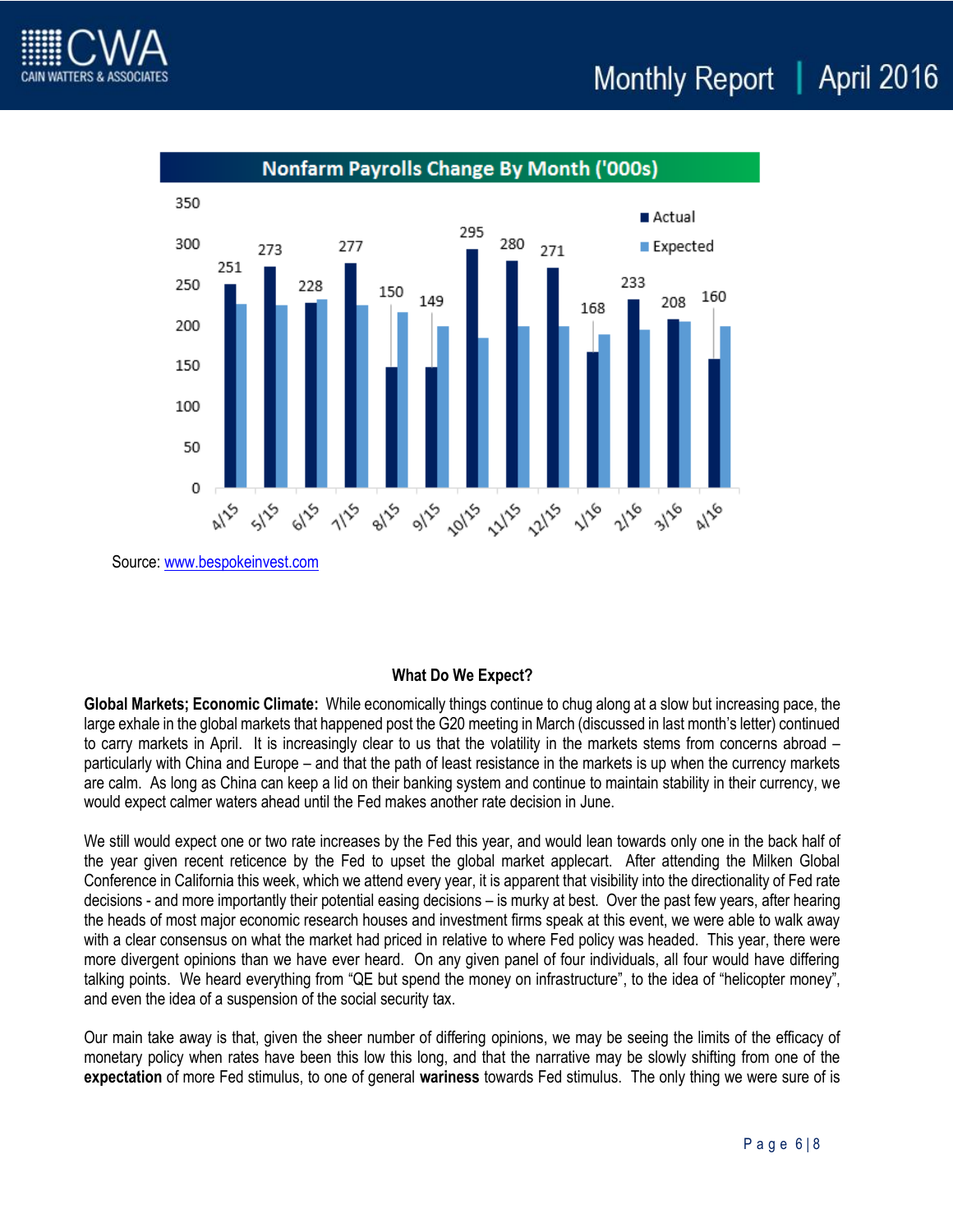**Nonfarm Payrolls Change By Month ('000s)**

Source: www.bespokeinvest.com

### What Do We Expect?

**Global Markets; Economic Climate:** While economically things continue to chug along at a slow but increasing pace, the large exhale in the global markets that happened post the G20 meeting in March (discussed in last month's letter) continued to carry markets in April. It is increasingly clear to us that the volatility in the markets stems from concerns abroad – particularly with China and Europe – and that the path of least resistance in the markets is up when the currency markets are calm. As long as China can keep a lid on their banking system and continue to maintain stability in their currency, we would expect calmer waters ahead until the Fed makes another rate decision in June.

We still would expect one or two rate increases by the Fed this year, and would lean towards only one in the back half of the year given recent reticence by the Fed to upset the global market applecart. After attending the Milken Global Conference in California this week, which we attend every year, it is apparent that visibility into the directionality of Fed rate decisions - and more importantly their potential easing decisions – is murky at best. Over the past few years, after hearing the heads of most major economic research houses and investment firms speak at this event, we were able to walk away with a clear consensus on what the market had priced in relative to where Fed policy was headed. This year, there were more divergent opinions than we have ever heard. On any given panel of four individuals, all four would have differing talking points. We heard everything from "QE but spend the money on infrastructure", to the idea of "helicopter money", and even the idea of a suspension of the social security tax.

Our main take away is that, given the sheer number of differing opinions, we may be seeing the limits of the efficacy of monetary policy when rates have been this low this long, and that the narrative may be slowly shifting from one of the **expectation** of more Fed stimulus, to one of general **wariness** towards Fed stimulus. The only thing we were sure of is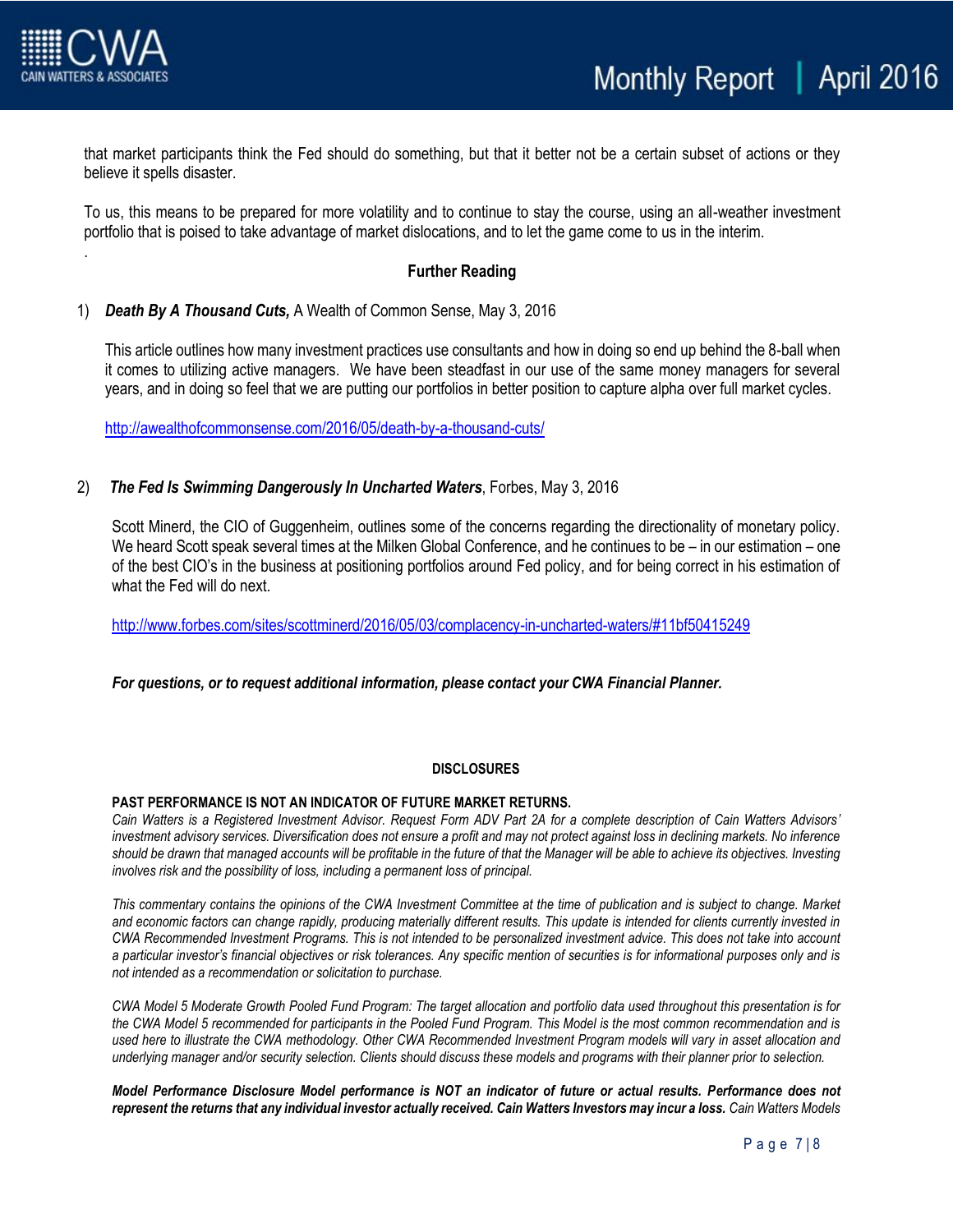that market participants think the Fed should do something, but that it better not be a certain subset of actions or they believe it spells disaster.

To us, this means to be prepared for more volatility and to continue to stay the course, using an all-weather investment portfolio that is poised to take advantage of market dislocations, and to let the game come to us in the interim.

.

**Further Reading**

1) ***Death By A Thousand Cuts,*** A Wealth of Common Sense, May 3, 2016

   This article outlines how many investment practices use consultants and how in doing so end up behind the 8-ball when it comes to utilizing active managers. We have been steadfast in our use of the same money managers for several years, and in doing so feel that we are putting our portfolios in better position to capture alpha over full market cycles.

   http://awealthofcommonsense.com/2016/05/death-by-a-thousand-cuts/

2) ***The Fed Is Swimming Dangerously In Uncharted Waters***, Forbes, May 3, 2016

   Scott Minerd, the CIO of Guggenheim, outlines some of the concerns regarding the directionality of monetary policy. We heard Scott speak several times at the Milken Global Conference, and he continues to be – in our estimation – one of the best CIO's in the business at positioning portfolios around Fed policy, and for being correct in his estimation of what the Fed will do next.

   http://www.forbes.com/sites/scottminerd/2016/05/03/complacency-in-uncharted-waters/#11bf50415249

***For questions, or to request additional information, please contact your CWA Financial Planner.***

**DISCLOSURES**

**PAST PERFORMANCE IS NOT AN INDICATOR OF FUTURE MARKET RETURNS.**
*Cain Watters is a Registered Investment Advisor. Request Form ADV Part 2A for a complete description of Cain Watters Advisors' investment advisory services. Diversification does not ensure a profit and may not protect against loss in declining markets. No inference should be drawn that managed accounts will be profitable in the future of that the Manager will be able to achieve its objectives. Investing involves risk and the possibility of loss, including a permanent loss of principal.*

*This commentary contains the opinions of the CWA Investment Committee at the time of publication and is subject to change. Market and economic factors can change rapidly, producing materially different results. This update is intended for clients currently invested in CWA Recommended Investment Programs. This is not intended to be personalized investment advice. This does not take into account a particular investor's financial objectives or risk tolerances. Any specific mention of securities is for informational purposes only and is not intended as a recommendation or solicitation to purchase.*

*CWA Model 5 Moderate Growth Pooled Fund Program: The target allocation and portfolio data used throughout this presentation is for the CWA Model 5 recommended for participants in the Pooled Fund Program. This Model is the most common recommendation and is used here to illustrate the CWA methodology. Other CWA Recommended Investment Program models will vary in asset allocation and underlying manager and/or security selection. Clients should discuss these models and programs with their planner prior to selection.*

***Model Performance Disclosure Model performance is NOT an indicator of future or actual results. Performance does not represent the returns that any individual investor actually received. Cain Watters Investors may incur a loss.*** *Cain Watters Models*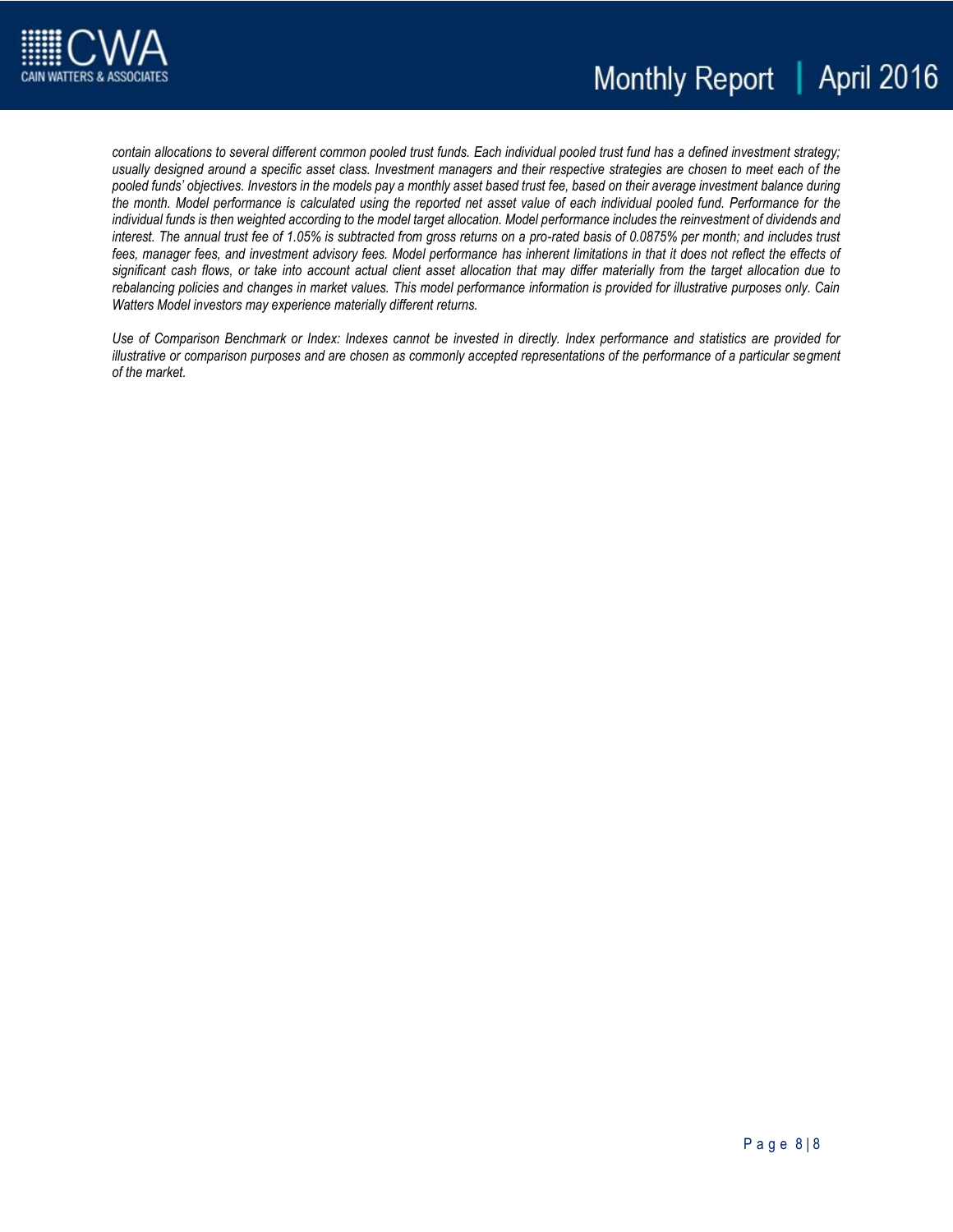*contain allocations to several different common pooled trust funds. Each individual pooled trust fund has a defined investment strategy; usually designed around a specific asset class. Investment managers and their respective strategies are chosen to meet each of the pooled funds' objectives. Investors in the models pay a monthly asset based trust fee, based on their average investment balance during the month. Model performance is calculated using the reported net asset value of each individual pooled fund. Performance for the individual funds is then weighted according to the model target allocation. Model performance includes the reinvestment of dividends and interest. The annual trust fee of 1.05% is subtracted from gross returns on a pro-rated basis of 0.0875% per month; and includes trust fees, manager fees, and investment advisory fees. Model performance has inherent limitations in that it does not reflect the effects of significant cash flows, or take into account actual client asset allocation that may differ materially from the target allocation due to rebalancing policies and changes in market values. This model performance information is provided for illustrative purposes only. Cain Watters Model investors may experience materially different returns.*

*Use of Comparison Benchmark or Index: Indexes cannot be invested in directly. Index performance and statistics are provided for illustrative or comparison purposes and are chosen as commonly accepted representations of the performance of a particular segment of the market.*